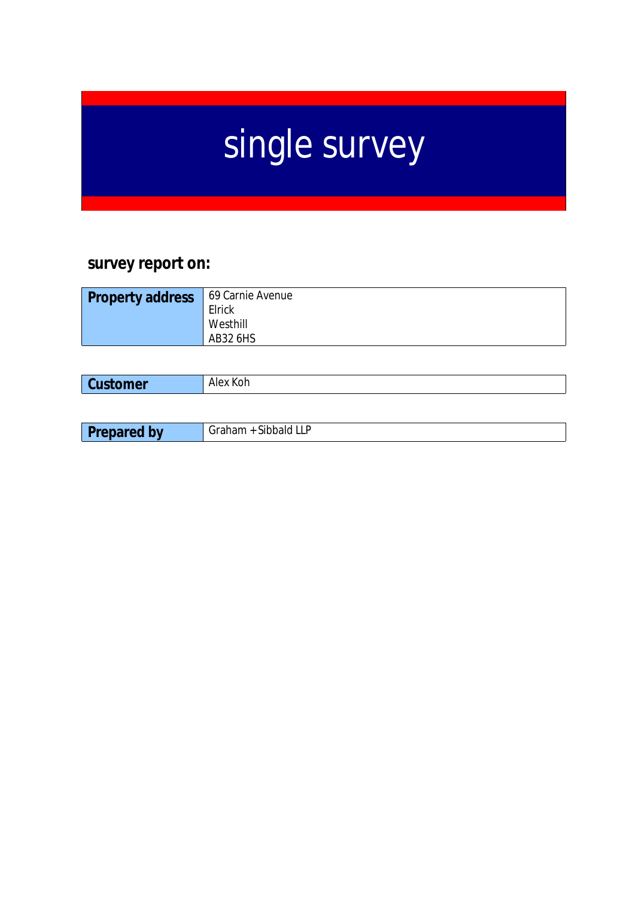# single survey

## survey report on:

| Property address | 69 Carnie Avenue<br>Elrick<br>Westhill<br>AB32 6HS |
|---|---|

| Customer | Alex Koh |
|---|---|

| Prepared by | Graham + Sibbald LLP |
|---|---|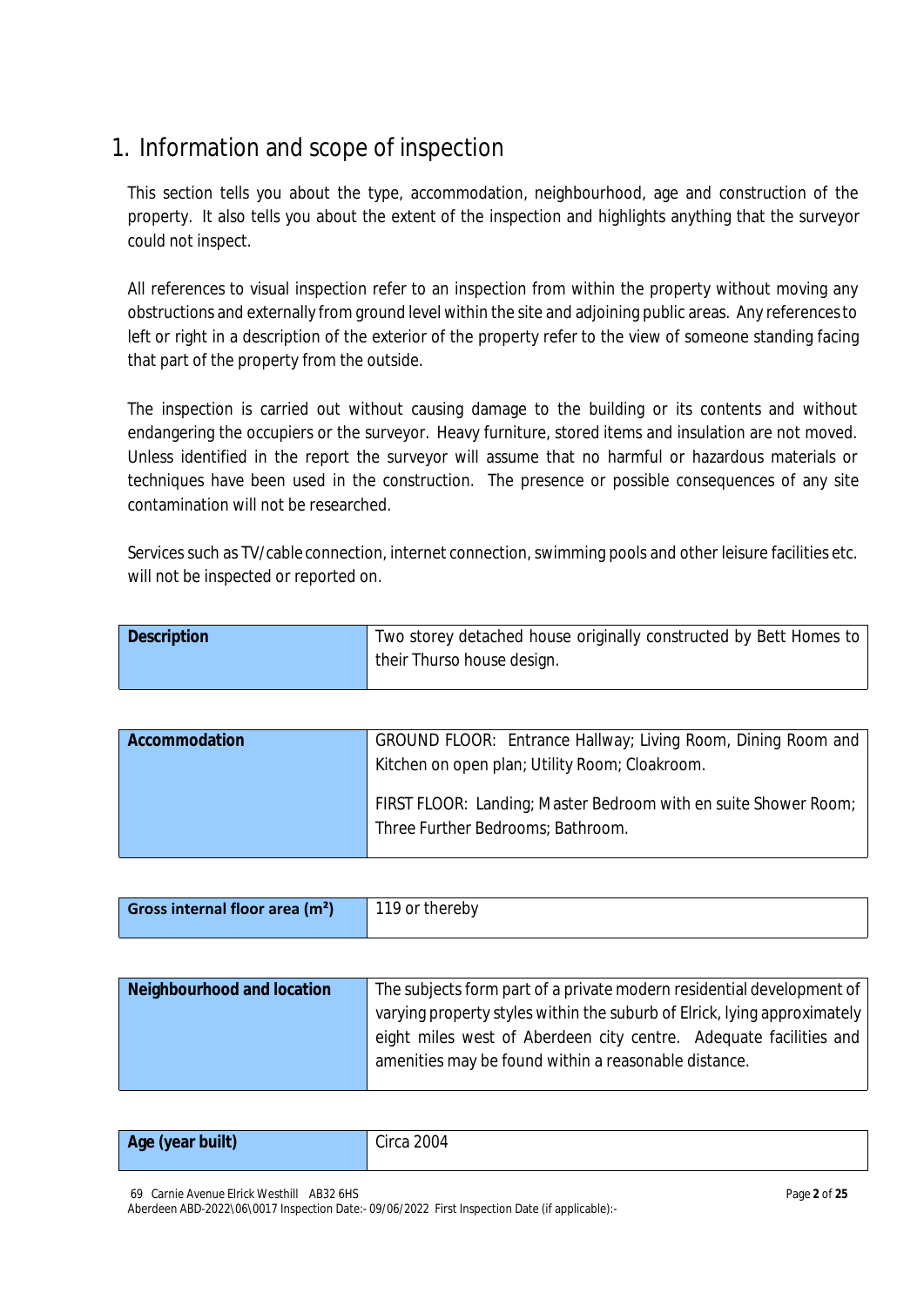# 1. Information and scope of inspection

This section tells you about the type, accommodation, neighbourhood, age and construction of the property. It also tells you about the extent of the inspection and highlights anything that the surveyor could not inspect.

All references to visual inspection refer to an inspection from within the property without moving any obstructions and externally from ground level within the site and adjoining public areas. Any references to left or right in a description of the exterior of the property refer to the view of someone standing facing that part of the property from the outside.

The inspection is carried out without causing damage to the building or its contents and without endangering the occupiers or the surveyor. Heavy furniture, stored items and insulation are not moved. Unless identified in the report the surveyor will assume that no harmful or hazardous materials or techniques have been used in the construction. The presence or possible consequences of any site contamination will not be researched.

Services such as TV/cable connection, internet connection, swimming pools and other leisure facilities etc. will not be inspected or reported on.

| **Description** | Two storey detached house originally constructed by Bett Homes to their Thurso house design. |
|---|---|

| **Accommodation** | GROUND FLOOR: Entrance Hallway; Living Room, Dining Room and Kitchen on open plan; Utility Room; Cloakroom.<br><br>FIRST FLOOR: Landing; Master Bedroom with en suite Shower Room; Three Further Bedrooms; Bathroom. |
|---|---|

| **Gross internal floor area ($m^2$)** | 119 or thereby |
|---|---|

| **Neighbourhood and location** | The subjects form part of a private modern residential development of varying property styles within the suburb of Elrick, lying approximately eight miles west of Aberdeen city centre. Adequate facilities and amenities may be found within a reasonable distance. |
|---|---|

| **Age (year built)** | Circa 2004 |
|---|---|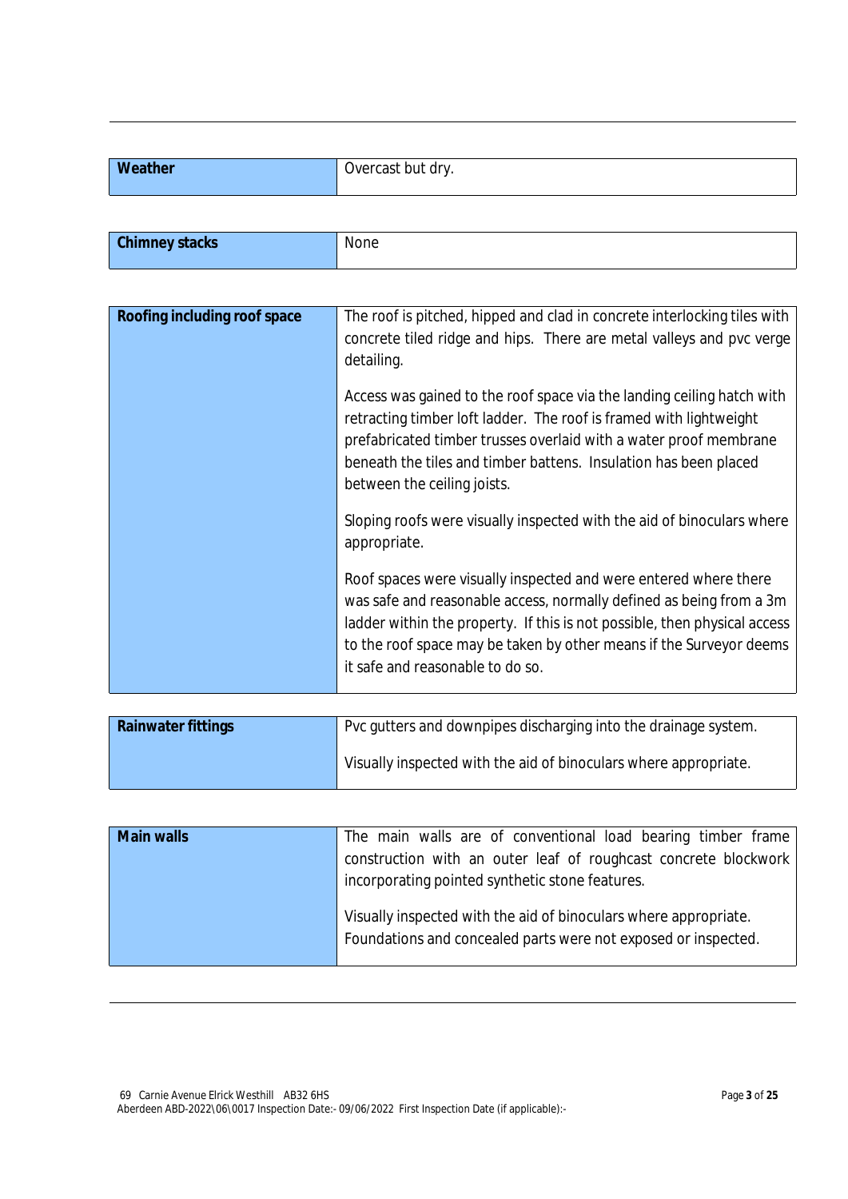| Weather | Overcast but dry. |
|---|---|

| Chimney stacks | None |
|---|---|

| Roofing including roof space | The roof is pitched, hipped and clad in concrete interlocking tiles with concrete tiled ridge and hips. There are metal valleys and pvc verge detailing.<br><br>Access was gained to the roof space via the landing ceiling hatch with retracting timber loft ladder. The roof is framed with lightweight prefabricated timber trusses overlaid with a water proof membrane beneath the tiles and timber battens. Insulation has been placed between the ceiling joists.<br><br>Sloping roofs were visually inspected with the aid of binoculars where appropriate.<br><br>Roof spaces were visually inspected and were entered where there was safe and reasonable access, normally defined as being from a 3m ladder within the property. If this is not possible, then physical access to the roof space may be taken by other means if the Surveyor deems it safe and reasonable to do so. |
|---|---|

| Rainwater fittings | Pvc gutters and downpipes discharging into the drainage system.<br><br>Visually inspected with the aid of binoculars where appropriate. |
|---|---|

| Main walls | The main walls are of conventional load bearing timber frame construction with an outer leaf of roughcast concrete blockwork incorporating pointed synthetic stone features.<br><br>Visually inspected with the aid of binoculars where appropriate.<br>Foundations and concealed parts were not exposed or inspected. |
|---|---|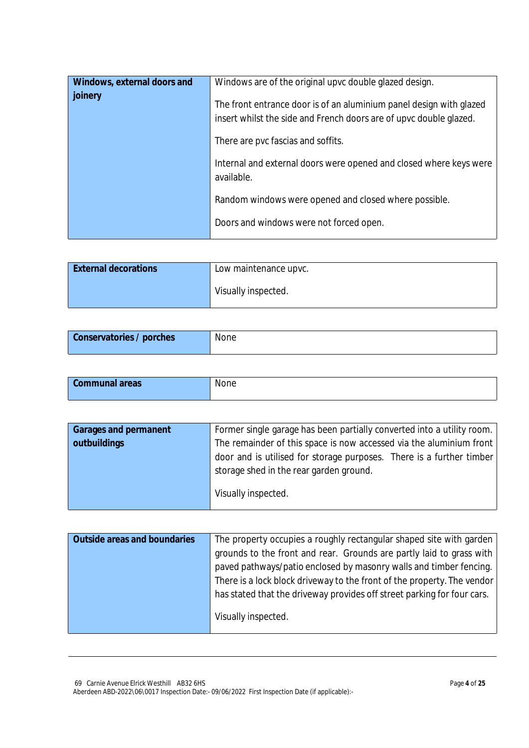| **Windows, external doors and joinery** | Windows are of the original upvc double glazed design.<br><br>The front entrance door is of an aluminium panel design with glazed insert whilst the side and French doors are of upvc double glazed.<br><br>There are pvc fascias and soffits.<br><br>Internal and external doors were opened and closed where keys were available.<br><br>Random windows were opened and closed where possible.<br><br>Doors and windows were not forced open. |
|---|---|

| **External decorations** | Low maintenance upvc.<br><br>Visually inspected. |
|---|---|

| **Conservatories / porches** | None |
|---|---|

| **Communal areas** | None |
|---|---|

| **Garages and permanent outbuildings** | Former single garage has been partially converted into a utility room. The remainder of this space is now accessed via the aluminium front door and is utilised for storage purposes. There is a further timber storage shed in the rear garden ground.<br><br>Visually inspected. |
|---|---|

| **Outside areas and boundaries** | The property occupies a roughly rectangular shaped site with garden grounds to the front and rear. Grounds are partly laid to grass with paved pathways/patio enclosed by masonry walls and timber fencing. There is a lock block driveway to the front of the property. The vendor has stated that the driveway provides off street parking for four cars.<br><br>Visually inspected. |
|---|---|

69 Carnie Avenue Elrick Westhill AB32 6HS
Aberdeen ABD-2022\06\0017 Inspection Date:- 09/06/2022 First Inspection Date (if applicable):-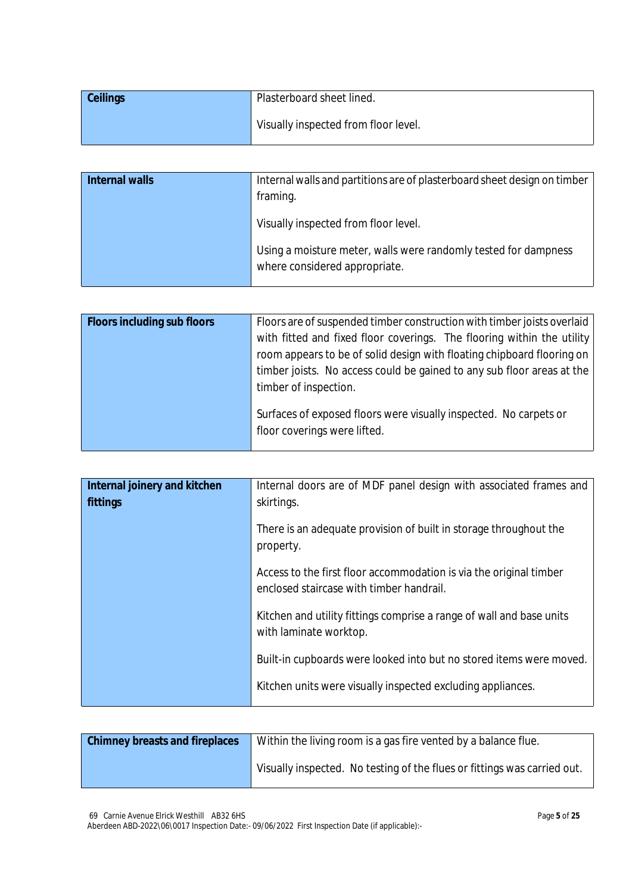| Ceilings | Plasterboard sheet lined.<br><br>Visually inspected from floor level. |
|---|---|

| Internal walls | Internal walls and partitions are of plasterboard sheet design on timber framing.<br><br>Visually inspected from floor level.<br><br>Using a moisture meter, walls were randomly tested for dampness where considered appropriate. |
|---|---|

| Floors including sub floors | Floors are of suspended timber construction with timber joists overlaid with fitted and fixed floor coverings. The flooring within the utility room appears to be of solid design with floating chipboard flooring on timber joists. No access could be gained to any sub floor areas at the timber of inspection.<br><br>Surfaces of exposed floors were visually inspected. No carpets or floor coverings were lifted. |
|---|---|

| Internal joinery and kitchen fittings | Internal doors are of MDF panel design with associated frames and skirtings.<br><br>There is an adequate provision of built in storage throughout the property.<br><br>Access to the first floor accommodation is via the original timber enclosed staircase with timber handrail.<br><br>Kitchen and utility fittings comprise a range of wall and base units with laminate worktop.<br><br>Built-in cupboards were looked into but no stored items were moved.<br><br>Kitchen units were visually inspected excluding appliances. |
|---|---|

| Chimney breasts and fireplaces | Within the living room is a gas fire vented by a balance flue.<br><br>Visually inspected. No testing of the flues or fittings was carried out. |
|---|---|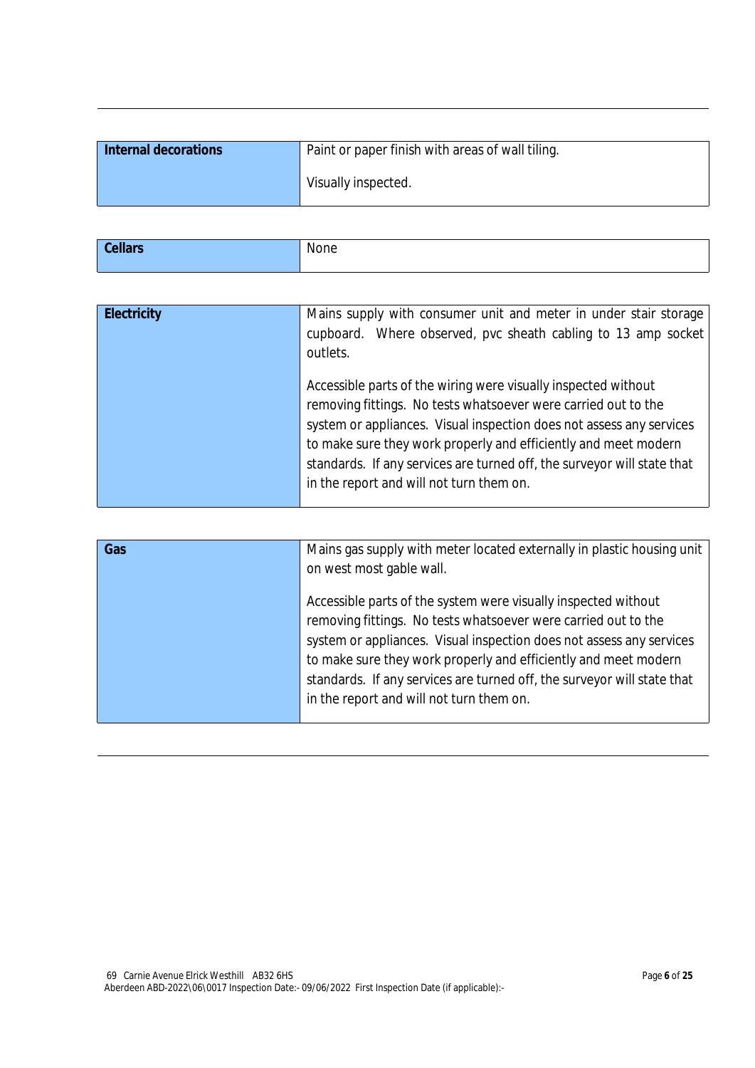| **Internal decorations** | Paint or paper finish with areas of wall tiling.<br><br>Visually inspected. |
| --- | --- |

| **Cellars** | None |
| --- | --- |

| **Electricity** | Mains supply with consumer unit and meter in under stair storage cupboard. Where observed, pvc sheath cabling to 13 amp socket outlets.<br><br>Accessible parts of the wiring were visually inspected without removing fittings. No tests whatsoever were carried out to the system or appliances. Visual inspection does not assess any services to make sure they work properly and efficiently and meet modern standards. If any services are turned off, the surveyor will state that in the report and will not turn them on. |
| --- | --- |

| **Gas** | Mains gas supply with meter located externally in plastic housing unit on west most gable wall.<br><br>Accessible parts of the system were visually inspected without removing fittings. No tests whatsoever were carried out to the system or appliances. Visual inspection does not assess any services to make sure they work properly and efficiently and meet modern standards. If any services are turned off, the surveyor will state that in the report and will not turn them on. |
| --- | --- |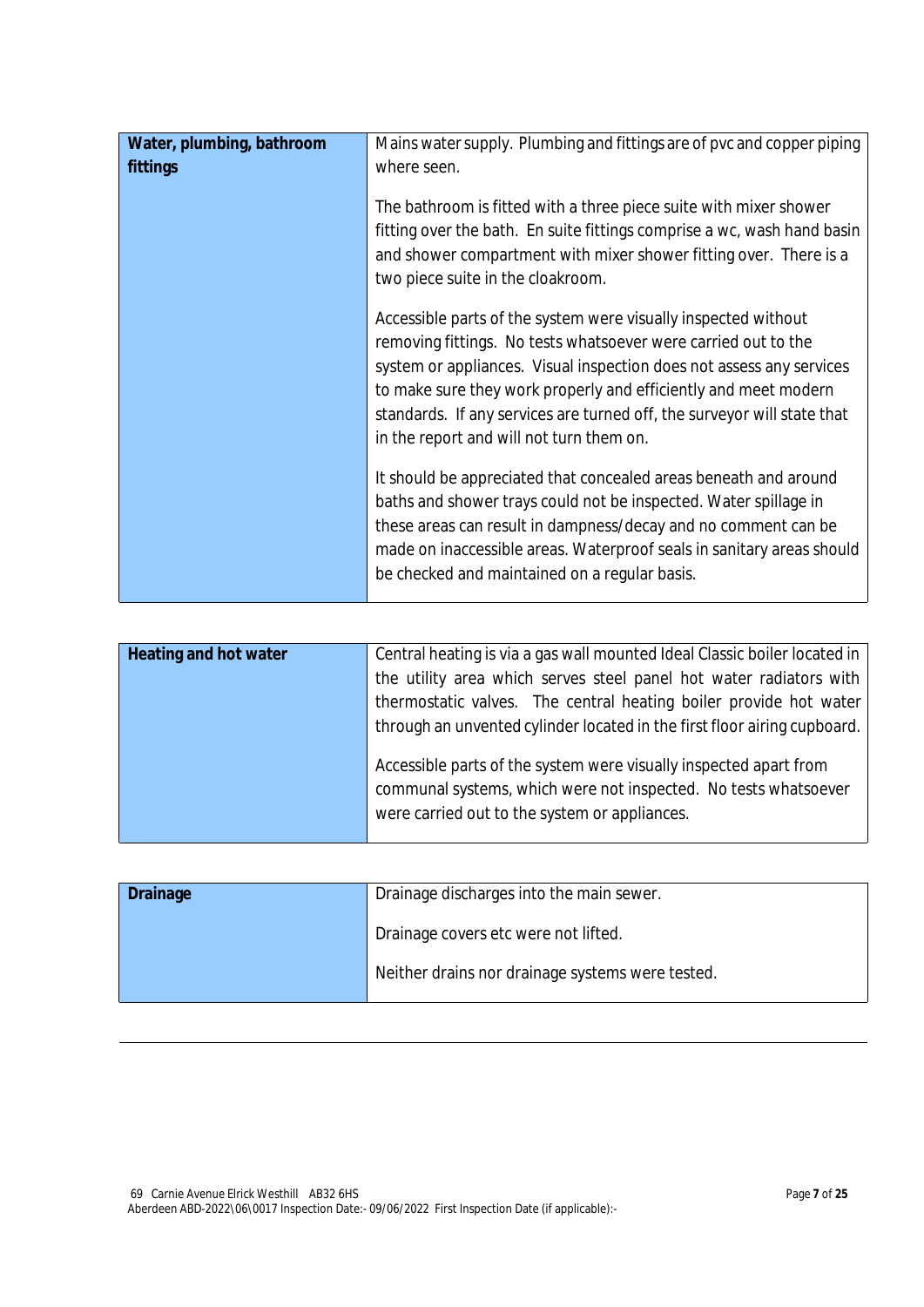| Water, plumbing, bathroom fittings | Mains water supply. Plumbing and fittings are of pvc and copper piping where seen.<br><br>The bathroom is fitted with a three piece suite with mixer shower fitting over the bath. En suite fittings comprise a wc, wash hand basin and shower compartment with mixer shower fitting over. There is a two piece suite in the cloakroom.<br><br>Accessible parts of the system were visually inspected without removing fittings. No tests whatsoever were carried out to the system or appliances. Visual inspection does not assess any services to make sure they work properly and efficiently and meet modern standards. If any services are turned off, the surveyor will state that in the report and will not turn them on.<br><br>It should be appreciated that concealed areas beneath and around baths and shower trays could not be inspected. Water spillage in these areas can result in dampness/decay and no comment can be made on inaccessible areas. Waterproof seals in sanitary areas should be checked and maintained on a regular basis. |
|---|---|

| Heating and hot water | Central heating is via a gas wall mounted Ideal Classic boiler located in the utility area which serves steel panel hot water radiators with thermostatic valves. The central heating boiler provide hot water through an unvented cylinder located in the first floor airing cupboard.<br><br>Accessible parts of the system were visually inspected apart from communal systems, which were not inspected. No tests whatsoever were carried out to the system or appliances. |
|---|---|

| Drainage | Drainage discharges into the main sewer.<br><br>Drainage covers etc were not lifted.<br><br>Neither drains nor drainage systems were tested. |
|---|---|

69 Carnie Avenue Elrick Westhill AB32 6HS
Aberdeen ABD-2022\06\0017 Inspection Date:- 09/06/2022 First Inspection Date (if applicable):-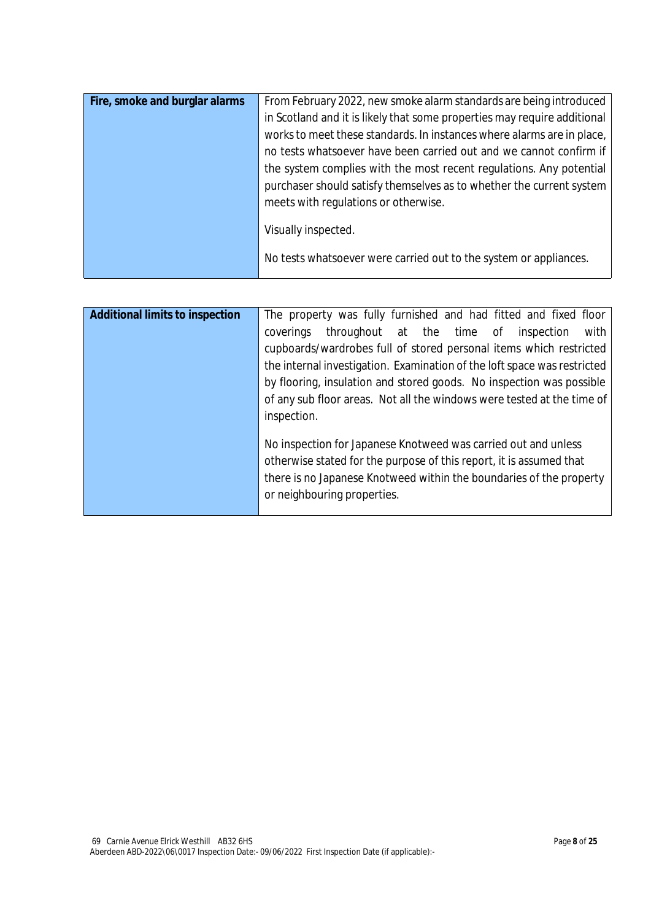| **Fire, smoke and burglar alarms** | From February 2022, new smoke alarm standards are being introduced in Scotland and it is likely that some properties may require additional works to meet these standards. In instances where alarms are in place, no tests whatsoever have been carried out and we cannot confirm if the system complies with the most recent regulations. Any potential purchaser should satisfy themselves as to whether the current system meets with regulations or otherwise.<br><br>Visually inspected.<br><br>No tests whatsoever were carried out to the system or appliances. |
|---|---|

| **Additional limits to inspection** | The property was fully furnished and had fitted and fixed floor coverings throughout at the time of inspection with cupboards/wardrobes full of stored personal items which restricted the internal investigation. Examination of the loft space was restricted by flooring, insulation and stored goods. No inspection was possible of any sub floor areas. Not all the windows were tested at the time of inspection.<br><br>No inspection for Japanese Knotweed was carried out and unless otherwise stated for the purpose of this report, it is assumed that there is no Japanese Knotweed within the boundaries of the property or neighbouring properties. |
|---|---|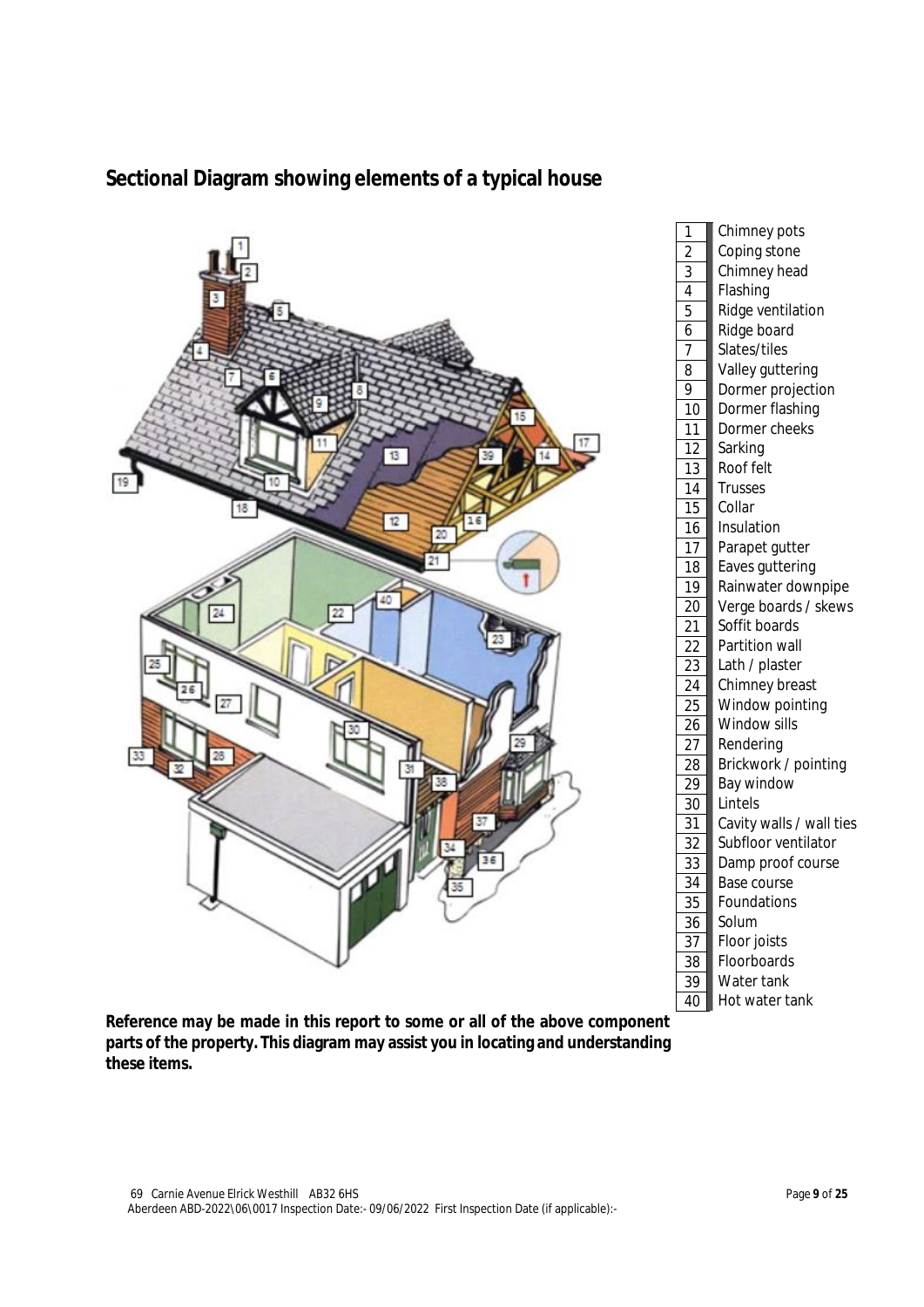## Sectional Diagram showing elements of a typical house

| | |
|---|---|
| 1 | Chimney pots |
| 2 | Coping stone |
| 3 | Chimney head |
| 4 | Flashing |
| 5 | Ridge ventilation |
| 6 | Ridge board |
| 7 | Slates/tiles |
| 8 | Valley guttering |
| 9 | Dormer projection |
| 10 | Dormer flashing |
| 11 | Dormer cheeks |
| 12 | Sarking |
| 13 | Roof felt |
| 14 | Trusses |
| 15 | Collar |
| 16 | Insulation |
| 17 | Parapet gutter |
| 18 | Eaves guttering |
| 19 | Rainwater downpipe |
| 20 | Verge boards / skews |
| 21 | Soffit boards |
| 22 | Partition wall |
| 23 | Lath / plaster |
| 24 | Chimney breast |
| 25 | Window pointing |
| 26 | Window sills |
| 27 | Rendering |
| 28 | Brickwork / pointing |
| 29 | Bay window |
| 30 | Lintels |
| 31 | Cavity walls / wall ties |
| 32 | Subfloor ventilator |
| 33 | Damp proof course |
| 34 | Base course |
| 35 | Foundations |
| 36 | Solum |
| 37 | Floor joists |
| 38 | Floorboards |
| 39 | Water tank |
| 40 | Hot water tank |

**Reference may be made in this report to some or all of the above component parts of the property. This diagram may assist you in locating and understanding these items.**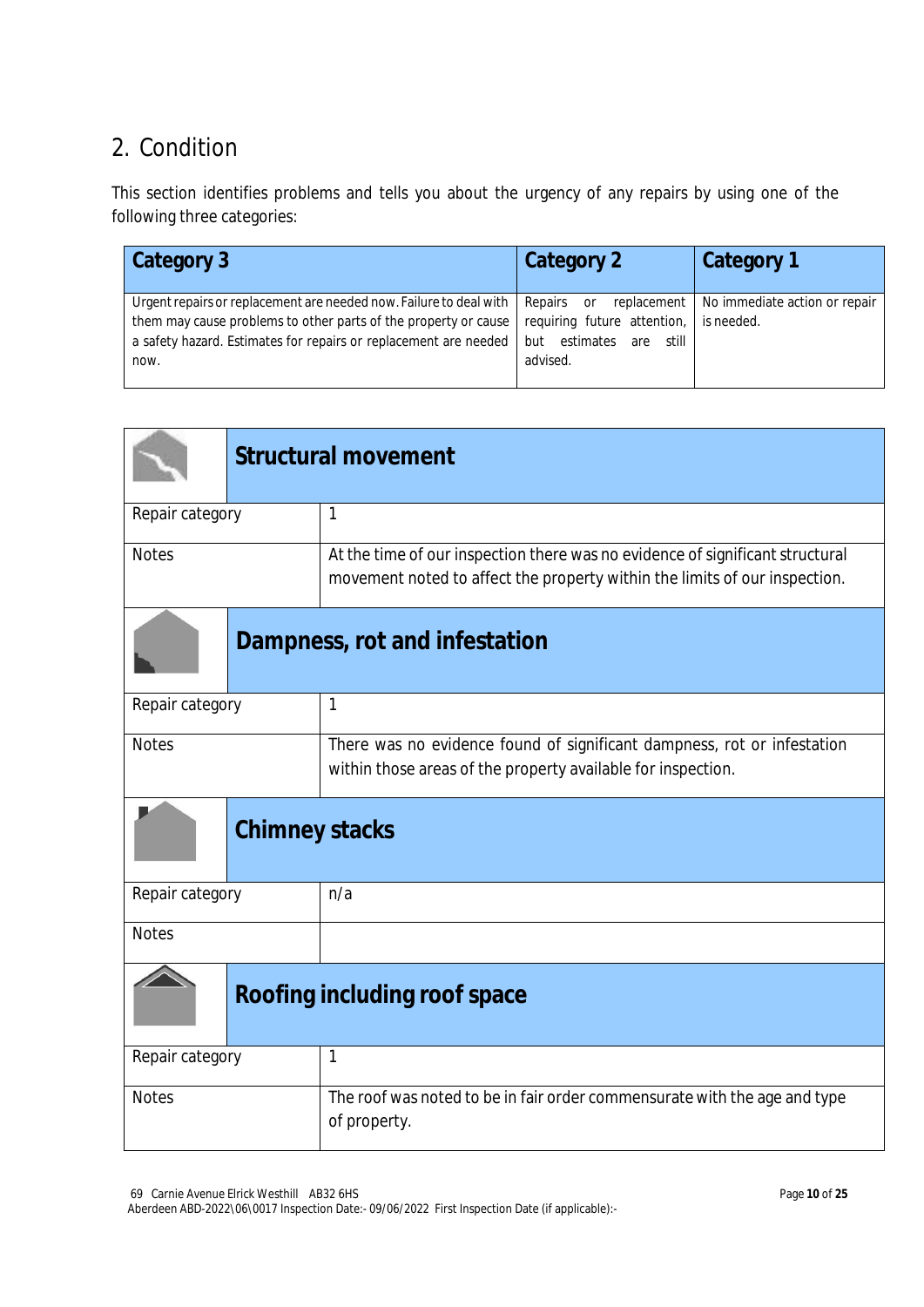## 2. Condition

This section identifies problems and tells you about the urgency of any repairs by using one of the following three categories:

| Category 3 | Category 2 | Category 1 |
|---|---|---|
| Urgent repairs or replacement are needed now. Failure to deal with them may cause problems to other parts of the property or cause a safety hazard. Estimates for repairs or replacement are needed now. | Repairs or replacement requiring future attention, but estimates are still advised. | No immediate action or repair is needed. |

### Structural movement

| | |
|---|---|
| Repair category | 1 |
| Notes | At the time of our inspection there was no evidence of significant structural movement noted to affect the property within the limits of our inspection. |

### Dampness, rot and infestation

| | |
|---|---|
| Repair category | 1 |
| Notes | There was no evidence found of significant dampness, rot or infestation within those areas of the property available for inspection. |

### Chimney stacks

| | |
|---|---|
| Repair category | n/a |
| Notes | |

### Roofing including roof space

| | |
|---|---|
| Repair category | 1 |
| Notes | The roof was noted to be in fair order commensurate with the age and type of property. |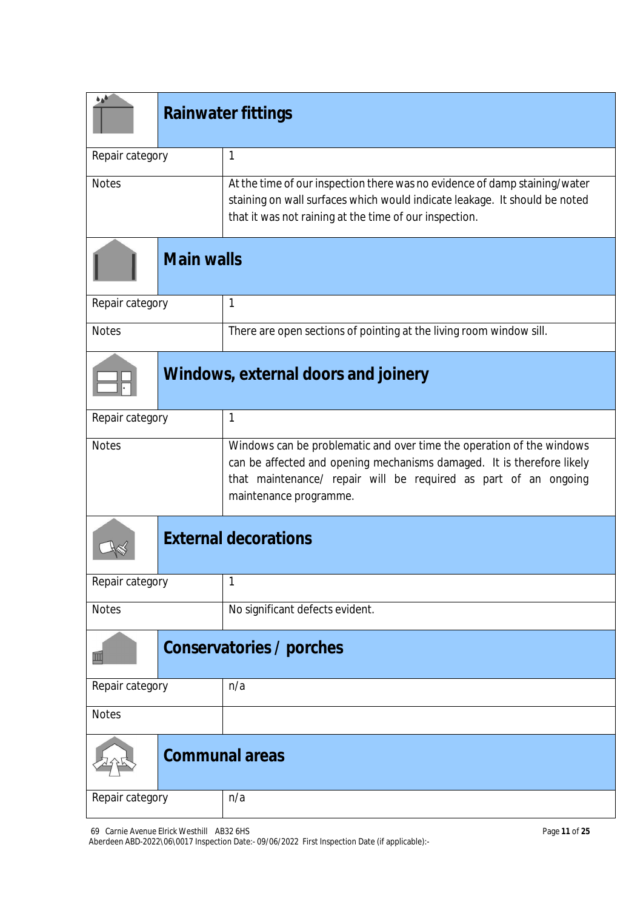## Rainwater fittings

| | |
|---|---|
| Repair category | 1 |
| Notes | At the time of our inspection there was no evidence of damp staining/water staining on wall surfaces which would indicate leakage. It should be noted that it was not raining at the time of our inspection. |

## Main walls

| | |
|---|---|
| Repair category | 1 |
| Notes | There are open sections of pointing at the living room window sill. |

## Windows, external doors and joinery

| | |
|---|---|
| Repair category | 1 |
| Notes | Windows can be problematic and over time the operation of the windows can be affected and opening mechanisms damaged. It is therefore likely that maintenance/ repair will be required as part of an ongoing maintenance programme. |

## External decorations

| | |
|---|---|
| Repair category | 1 |
| Notes | No significant defects evident. |

## Conservatories / porches

| | |
|---|---|
| Repair category | n/a |
| Notes | |

## Communal areas

| | |
|---|---|
| Repair category | n/a |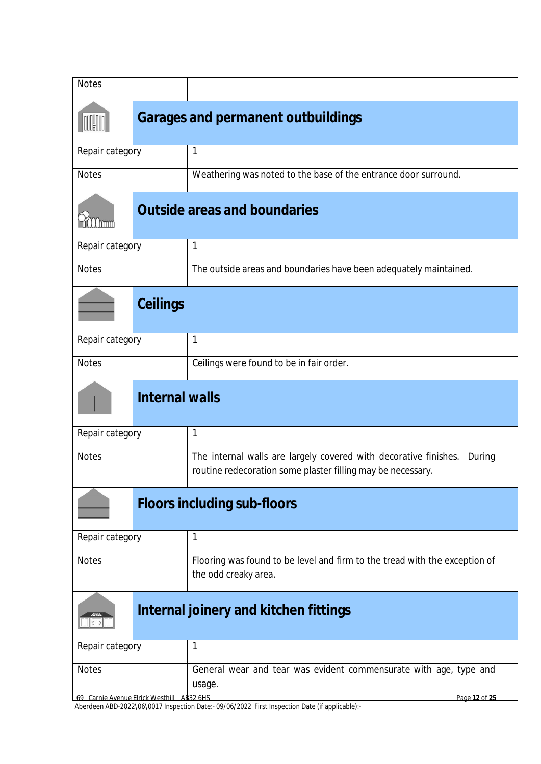| Notes | |
|---|---|

## Garages and permanent outbuildings

| | |
|---|---|
| Repair category | 1 |
| Notes | Weathering was noted to the base of the entrance door surround. |

## Outside areas and boundaries

| | |
|---|---|
| Repair category | 1 |
| Notes | The outside areas and boundaries have been adequately maintained. |

## Ceilings

| | |
|---|---|
| Repair category | 1 |
| Notes | Ceilings were found to be in fair order. |

## Internal walls

| | |
|---|---|
| Repair category | 1 |
| Notes | The internal walls are largely covered with decorative finishes. During routine redecoration some plaster filling may be necessary. |

## Floors including sub-floors

| | |
|---|---|
| Repair category | 1 |
| Notes | Flooring was found to be level and firm to the tread with the exception of the odd creaky area. |

## Internal joinery and kitchen fittings

| | |
|---|---|
| Repair category | 1 |
| Notes | General wear and tear was evident commensurate with age, type and usage. |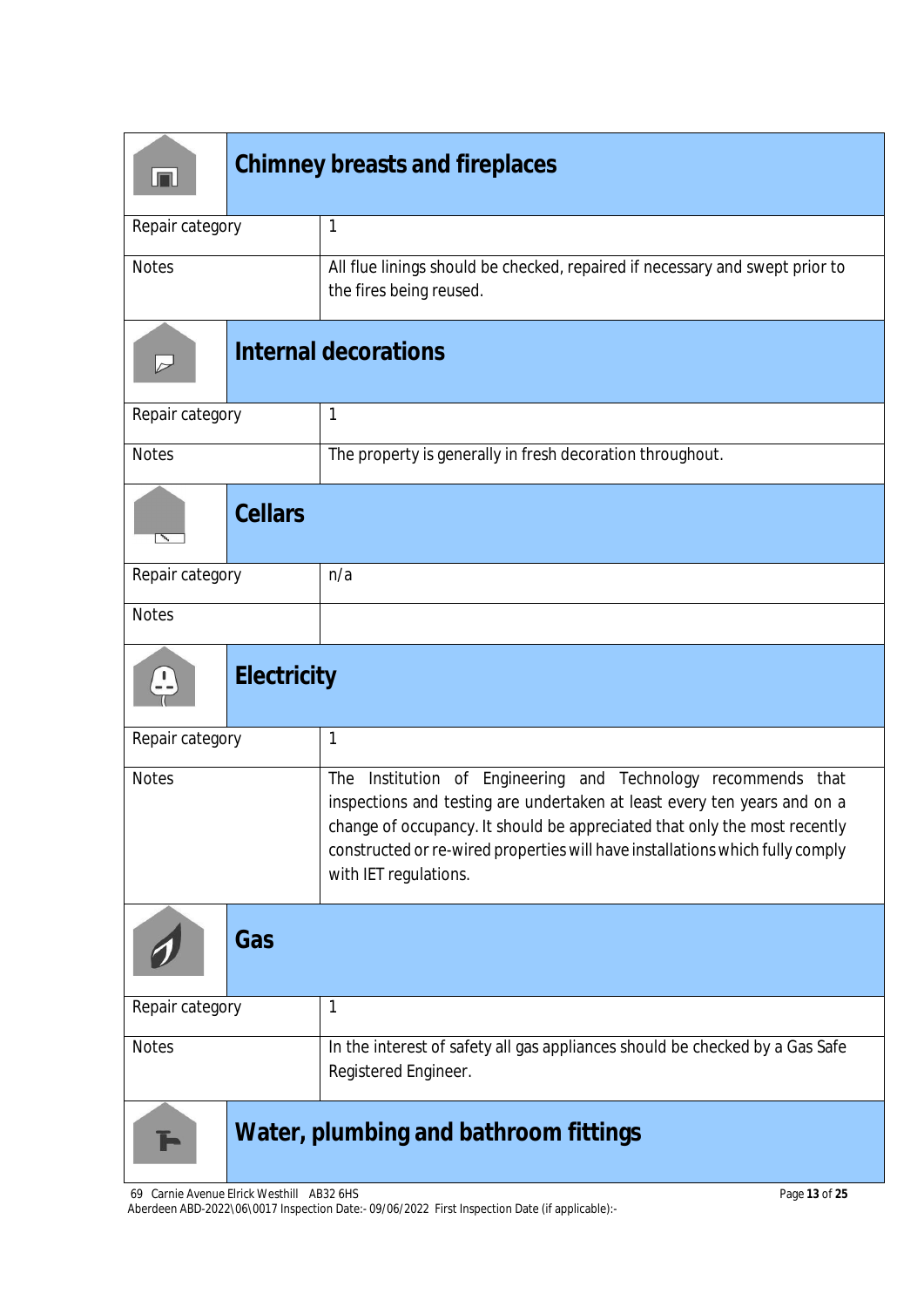## Chimney breasts and fireplaces

| | |
|---|---|
| Repair category | 1 |
| Notes | All flue linings should be checked, repaired if necessary and swept prior to the fires being reused. |

## Internal decorations

| | |
|---|---|
| Repair category | 1 |
| Notes | The property is generally in fresh decoration throughout. |

## Cellars

| | |
|---|---|
| Repair category | n/a |
| Notes | |

## Electricity

| | |
|---|---|
| Repair category | 1 |
| Notes | The Institution of Engineering and Technology recommends that inspections and testing are undertaken at least every ten years and on a change of occupancy. It should be appreciated that only the most recently constructed or re-wired properties will have installations which fully comply with IET regulations. |

## Gas

| | |
|---|---|
| Repair category | 1 |
| Notes | In the interest of safety all gas appliances should be checked by a Gas Safe Registered Engineer. |

## Water, plumbing and bathroom fittings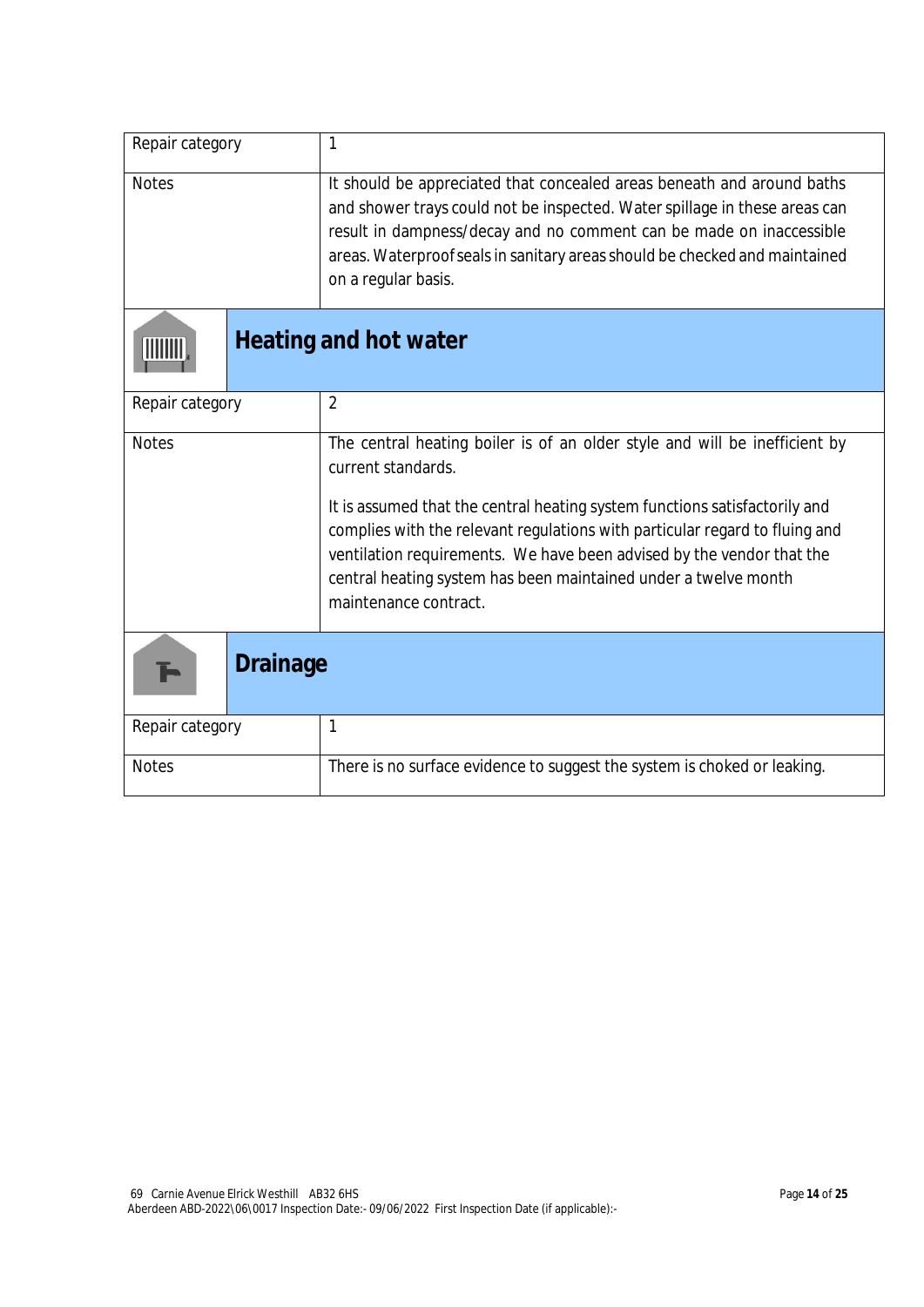| Repair category | 1 |
| --- | --- |
| Notes | It should be appreciated that concealed areas beneath and around baths and shower trays could not be inspected. Water spillage in these areas can result in dampness/decay and no comment can be made on inaccessible areas. Waterproof seals in sanitary areas should be checked and maintained on a regular basis. |

## Heating and hot water

| Repair category | 2 |
| --- | --- |
| Notes | The central heating boiler is of an older style and will be inefficient by current standards.<br><br>It is assumed that the central heating system functions satisfactorily and complies with the relevant regulations with particular regard to fluing and ventilation requirements. We have been advised by the vendor that the central heating system has been maintained under a twelve month maintenance contract. |

## Drainage

| Repair category | 1 |
| --- | --- |
| Notes | There is no surface evidence to suggest the system is choked or leaking. |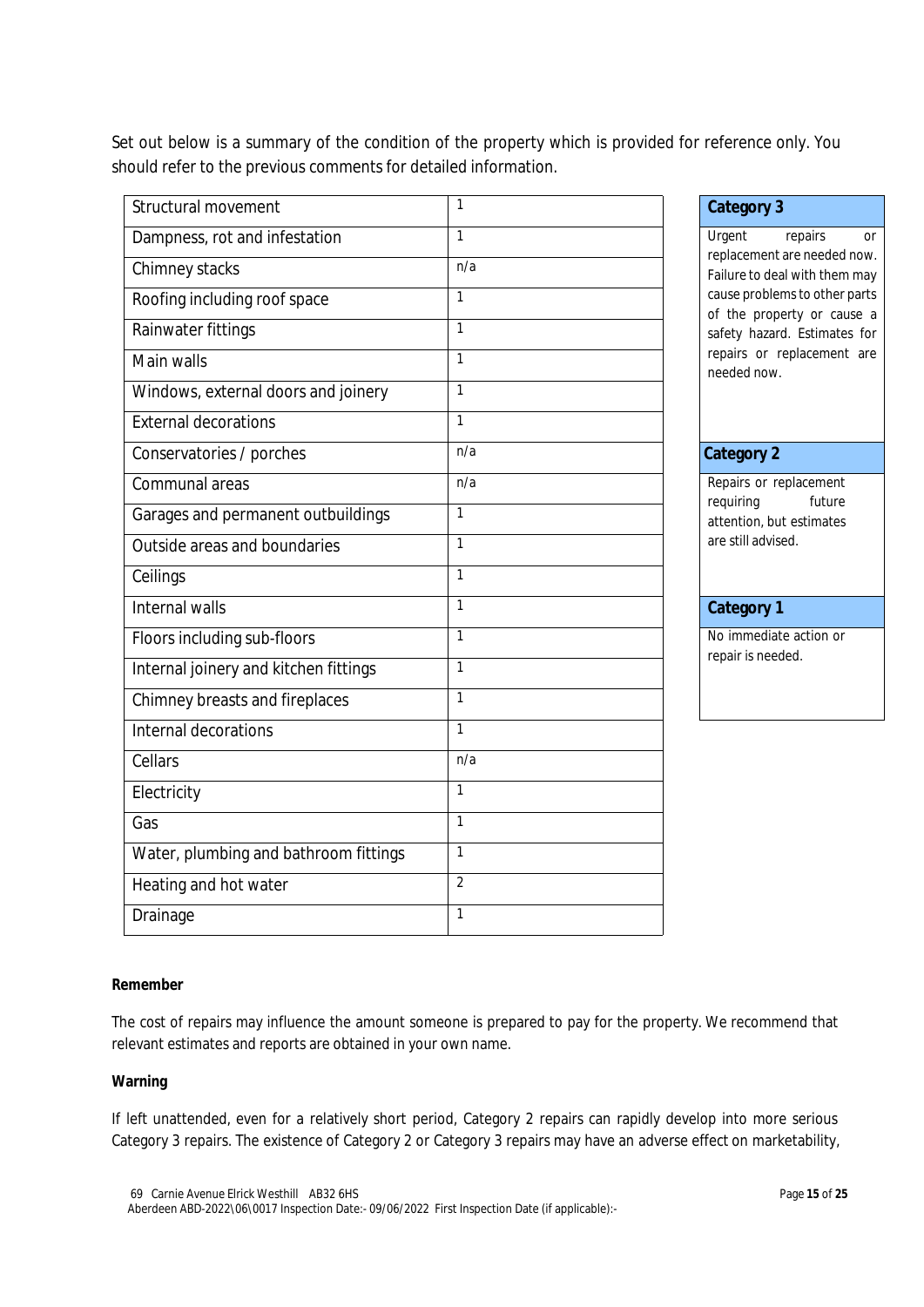Set out below is a summary of the condition of the property which is provided for reference only. You should refer to the previous comments for detailed information.

| | |
|---|---|
| Structural movement | 1 |
| Dampness, rot and infestation | 1 |
| Chimney stacks | n/a |
| Roofing including roof space | 1 |
| Rainwater fittings | 1 |
| Main walls | 1 |
| Windows, external doors and joinery | 1 |
| External decorations | 1 |
| Conservatories / porches | n/a |
| Communal areas | n/a |
| Garages and permanent outbuildings | 1 |
| Outside areas and boundaries | 1 |
| Ceilings | 1 |
| Internal walls | 1 |
| Floors including sub-floors | 1 |
| Internal joinery and kitchen fittings | 1 |
| Chimney breasts and fireplaces | 1 |
| Internal decorations | 1 |
| Cellars | n/a |
| Electricity | 1 |
| Gas | 1 |
| Water, plumbing and bathroom fittings | 1 |
| Heating and hot water | 2 |
| Drainage | 1 |

| Category 3 |
|---|
| Urgent repairs or replacement are needed now. Failure to deal with them may cause problems to other parts of the property or cause a safety hazard. Estimates for repairs or replacement are needed now. |
| **Category 2** |
| Repairs or replacement requiring future attention, but estimates are still advised. |
| **Category 1** |
| No immediate action or repair is needed. |

**Remember**

The cost of repairs may influence the amount someone is prepared to pay for the property. We recommend that relevant estimates and reports are obtained in your own name.

**Warning**

If left unattended, even for a relatively short period, Category 2 repairs can rapidly develop into more serious Category 3 repairs. The existence of Category 2 or Category 3 repairs may have an adverse effect on marketability,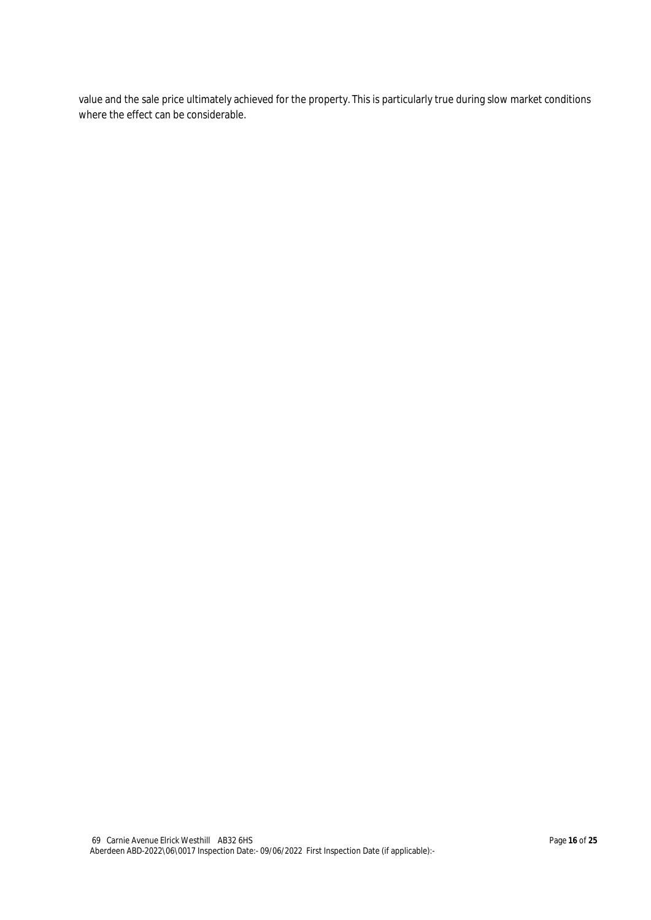value and the sale price ultimately achieved for the property. This is particularly true during slow market conditions where the effect can be considerable.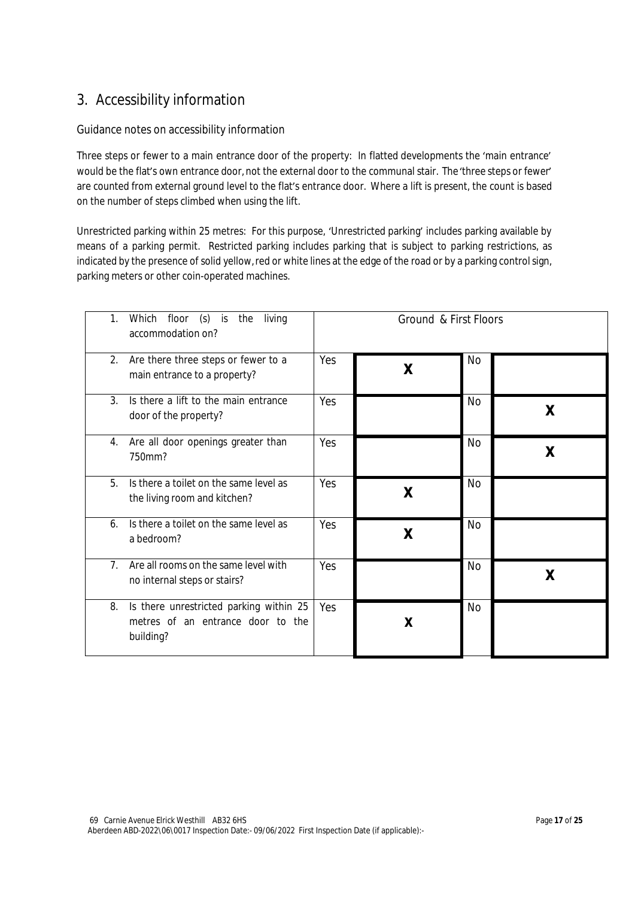## 3. Accessibility information

### Guidance notes on accessibility information

Three steps or fewer to a main entrance door of the property: In flatted developments the 'main entrance' would be the flat's own entrance door, not the external door to the communal stair. The 'three steps or fewer' are counted from external ground level to the flat's entrance door. Where a lift is present, the count is based on the number of steps climbed when using the lift.

Unrestricted parking within 25 metres: For this purpose, 'Unrestricted parking' includes parking available by means of a parking permit. Restricted parking includes parking that is subject to parking restrictions, as indicated by the presence of solid yellow, red or white lines at the edge of the road or by a parking control sign, parking meters or other coin-operated machines.

| Question | | | | |
|---|---|---|---|---|
| 1. Which floor (s) is the living accommodation on? | Ground & First Floors | | | |
| 2. Are there three steps or fewer to a main entrance to a property? | Yes | X | No | |
| 3. Is there a lift to the main entrance door of the property? | Yes | | No | X |
| 4. Are all door openings greater than 750mm? | Yes | | No | X |
| 5. Is there a toilet on the same level as the living room and kitchen? | Yes | X | No | |
| 6. Is there a toilet on the same level as a bedroom? | Yes | X | No | |
| 7. Are all rooms on the same level with no internal steps or stairs? | Yes | | No | X |
| 8. Is there unrestricted parking within 25 metres of an entrance door to the building? | Yes | X | No | |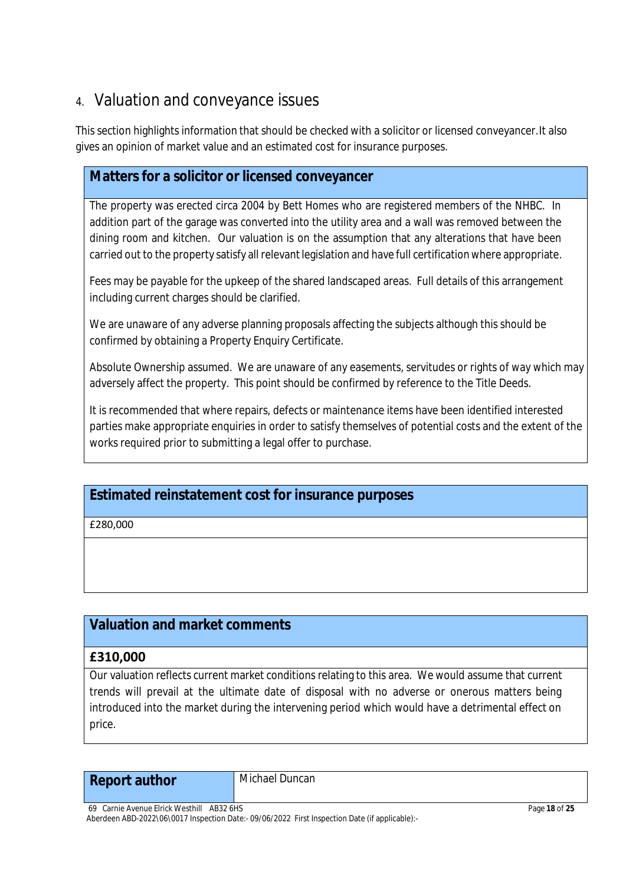## 4. Valuation and conveyance issues

This section highlights information that should be checked with a solicitor or licensed conveyancer. It also gives an opinion of market value and an estimated cost for insurance purposes.

### Matters for a solicitor or licensed conveyancer

The property was erected circa 2004 by Bett Homes who are registered members of the NHBC. In addition part of the garage was converted into the utility area and a wall was removed between the dining room and kitchen. Our valuation is on the assumption that any alterations that have been carried out to the property satisfy all relevant legislation and have full certification where appropriate.

Fees may be payable for the upkeep of the shared landscaped areas. Full details of this arrangement including current charges should be clarified.

We are unaware of any adverse planning proposals affecting the subjects although this should be confirmed by obtaining a Property Enquiry Certificate.

Absolute Ownership assumed. We are unaware of any easements, servitudes or rights of way which may adversely affect the property. This point should be confirmed by reference to the Title Deeds.

It is recommended that where repairs, defects or maintenance items have been identified interested parties make appropriate enquiries in order to satisfy themselves of potential costs and the extent of the works required prior to submitting a legal offer to purchase.

### Estimated reinstatement cost for insurance purposes

£280,000

### Valuation and market comments

**£310,000**

Our valuation reflects current market conditions relating to this area. We would assume that current trends will prevail at the ultimate date of disposal with no adverse or onerous matters being introduced into the market during the intervening period which would have a detrimental effect on price.

| **Report author** | Michael Duncan |
|---|---|

69 Carnie Avenue Elrick Westhill AB32 6HS

Aberdeen ABD-2022\06\0017 Inspection Date:- 09/06/2022 First Inspection Date (if applicable):-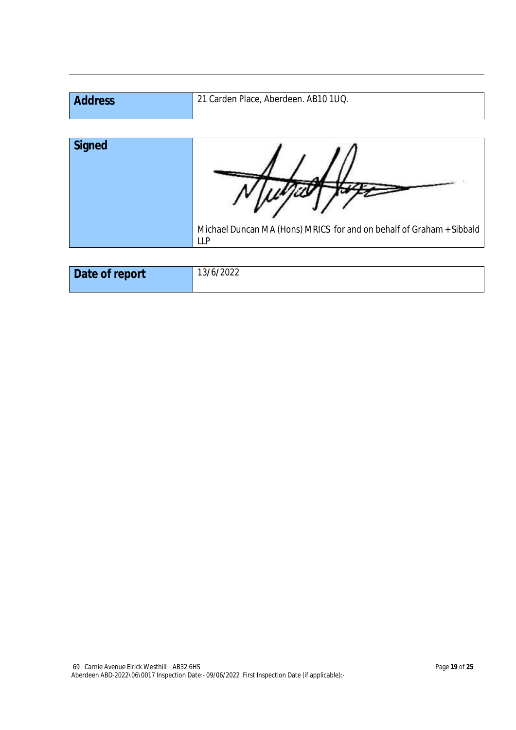| Address | 21 Carden Place, Aberdeen. AB10 1UQ. |
| --- | --- |

| Signed | Michael Duncan M A (Hons) MRICS for and on behalf of Graham + Sibbald LLP |
| --- | --- |

| Date of report | 13/6/2022 |
| --- | --- |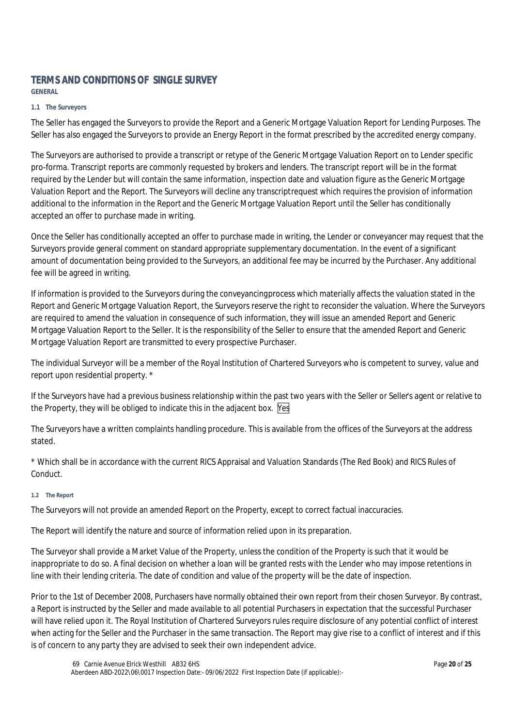# TERMS AND CONDITIONS OF SINGLE SURVEY

**GENERAL**

#### 1.1 The Surveyors

The Seller has engaged the Surveyors to provide the Report and a Generic Mortgage Valuation Report for Lending Purposes. The Seller has also engaged the Surveyors to provide an Energy Report in the format prescribed by the accredited energy company.

The Surveyors are authorised to provide a transcript or retype of the Generic Mortgage Valuation Report on to Lender specific pro-forma. Transcript reports are commonly requested by brokers and lenders. The transcript report will be in the format required by the Lender but will contain the same information, inspection date and valuation figure as the Generic Mortgage Valuation Report and the Report. The Surveyors will decline any transcriptrequest which requires the provision of information additional to the information in the Report and the Generic Mortgage Valuation Report until the Seller has conditionally accepted an offer to purchase made in writing.

Once the Seller has conditionally accepted an offer to purchase made in writing, the Lender or conveyancer may request that the Surveyors provide general comment on standard appropriate supplementary documentation. In the event of a significant amount of documentation being provided to the Surveyors, an additional fee may be incurred by the Purchaser. Any additional fee will be agreed in writing.

If information is provided to the Surveyors during the conveyancingprocess which materially affects the valuation stated in the Report and Generic Mortgage Valuation Report, the Surveyors reserve the right to reconsider the valuation. Where the Surveyors are required to amend the valuation in consequence of such information, they will issue an amended Report and Generic Mortgage Valuation Report to the Seller. It is the responsibility of the Seller to ensure that the amended Report and Generic Mortgage Valuation Report are transmitted to every prospective Purchaser.

The individual Surveyor will be a member of the Royal Institution of Chartered Surveyors who is competent to survey, value and report upon residential property. *

If the Surveyors have had a previous business relationship within the past two years with the Seller or Seller's agent or relative to the Property, they will be obliged to indicate this in the adjacent box. Yes

The Surveyors have a written complaints handling procedure. This is available from the offices of the Surveyors at the address stated.

* Which shall be in accordance with the current RICS Appraisal and Valuation Standards (The Red Book) and RICS Rules of Conduct.

#### 1.2 The Report

The Surveyors will not provide an amended Report on the Property, except to correct factual inaccuracies.

The Report will identify the nature and source of information relied upon in its preparation.

The Surveyor shall provide a Market Value of the Property, unless the condition of the Property is such that it would be inappropriate to do so. A final decision on whether a loan will be granted rests with the Lender who may impose retentions in line with their lending criteria. The date of condition and value of the property will be the date of inspection.

Prior to the 1st of December 2008, Purchasers have normally obtained their own report from their chosen Surveyor. By contrast, a Report is instructed by the Seller and made available to all potential Purchasers in expectation that the successful Purchaser will have relied upon it. The Royal Institution of Chartered Surveyors rules require disclosure of any potential conflict of interest when acting for the Seller and the Purchaser in the same transaction. The Report may give rise to a conflict of interest and if this is of concern to any party they are advised to seek their own independent advice.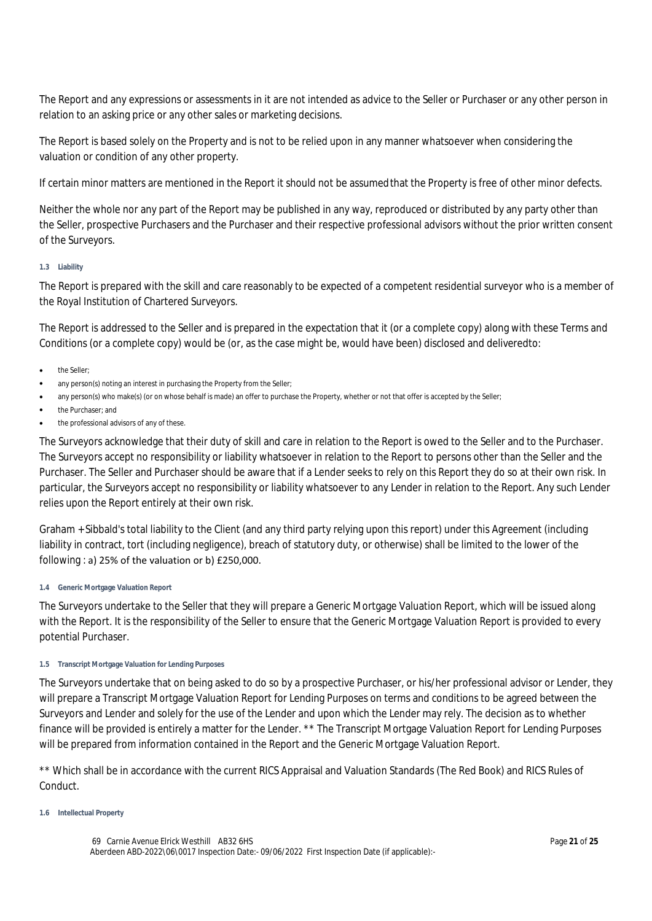The Report and any expressions or assessments in it are not intended as advice to the Seller or Purchaser or any other person in relation to an asking price or any other sales or marketing decisions.

The Report is based solely on the Property and is not to be relied upon in any manner whatsoever when considering the valuation or condition of any other property.

If certain minor matters are mentioned in the Report it should not be assumed that the Property is free of other minor defects.

Neither the whole nor any part of the Report may be published in any way, reproduced or distributed by any party other than the Seller, prospective Purchasers and the Purchaser and their respective professional advisors without the prior written consent of the Surveyors.

#### 1.3 Liability

The Report is prepared with the skill and care reasonably to be expected of a competent residential surveyor who is a member of the Royal Institution of Chartered Surveyors.

The Report is addressed to the Seller and is prepared in the expectation that it (or a complete copy) along with these Terms and Conditions (or a complete copy) would be (or, as the case might be, would have been) disclosed and deliveredto:

- the Seller;
- any person(s) noting an interest in purchasing the Property from the Seller;
- any person(s) who make(s) (or on whose behalf is made) an offer to purchase the Property, whether or not that offer is accepted by the Seller;
- the Purchaser; and
- the professional advisors of any of these.

The Surveyors acknowledge that their duty of skill and care in relation to the Report is owed to the Seller and to the Purchaser. The Surveyors accept no responsibility or liability whatsoever in relation to the Report to persons other than the Seller and the Purchaser. The Seller and Purchaser should be aware that if a Lender seeks to rely on this Report they do so at their own risk. In particular, the Surveyors accept no responsibility or liability whatsoever to any Lender in relation to the Report. Any such Lender relies upon the Report entirely at their own risk.

Graham + Sibbald's total liability to the Client (and any third party relying upon this report) under this Agreement (including liability in contract, tort (including negligence), breach of statutory duty, or otherwise) shall be limited to the lower of the following : a) 25% of the valuation or b) £250,000.

#### 1.4 Generic Mortgage Valuation Report

The Surveyors undertake to the Seller that they will prepare a Generic Mortgage Valuation Report, which will be issued along with the Report. It is the responsibility of the Seller to ensure that the Generic Mortgage Valuation Report is provided to every potential Purchaser.

#### 1.5 Transcript Mortgage Valuation for Lending Purposes

The Surveyors undertake that on being asked to do so by a prospective Purchaser, or his/her professional advisor or Lender, they will prepare a Transcript Mortgage Valuation Report for Lending Purposes on terms and conditions to be agreed between the Surveyors and Lender and solely for the use of the Lender and upon which the Lender may rely. The decision as to whether finance will be provided is entirely a matter for the Lender. ** The Transcript Mortgage Valuation Report for Lending Purposes will be prepared from information contained in the Report and the Generic Mortgage Valuation Report.

** Which shall be in accordance with the current RICS Appraisal and Valuation Standards (The Red Book) and RICS Rules of Conduct.

#### 1.6 Intellectual Property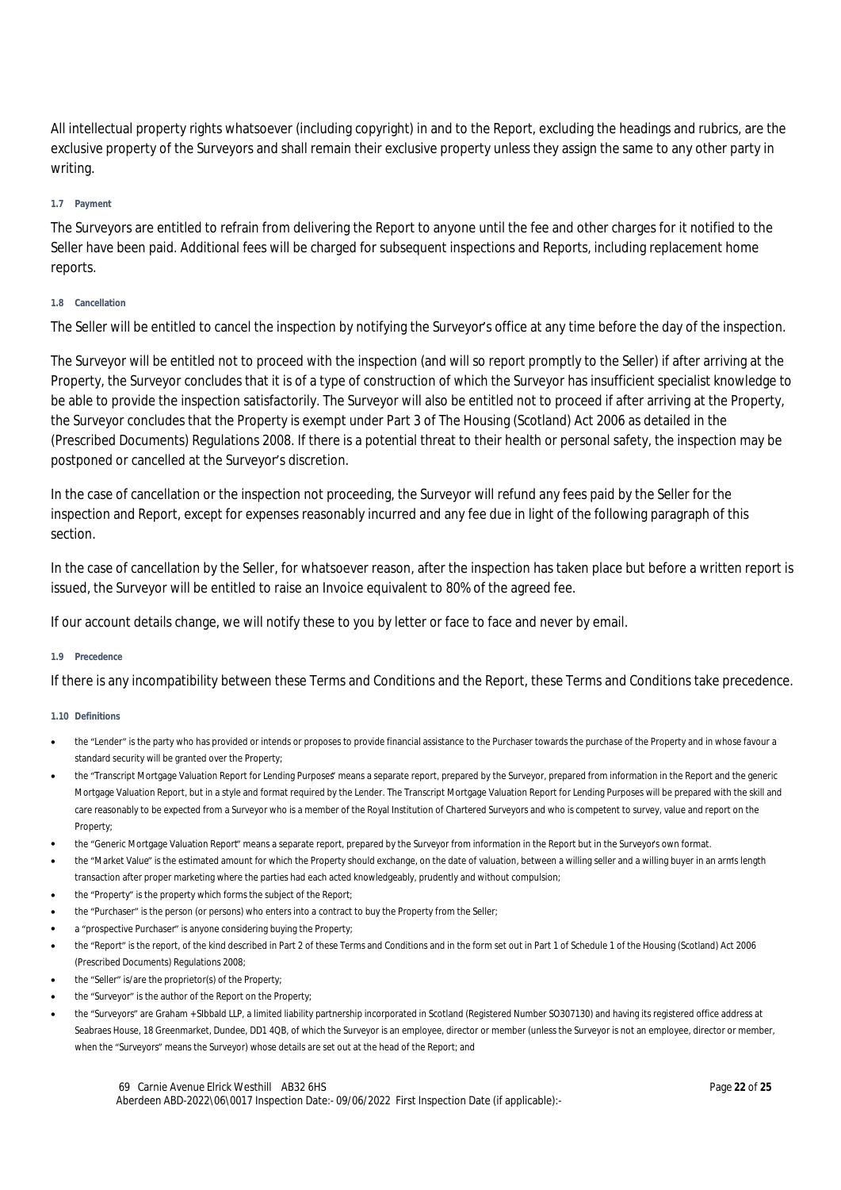All intellectual property rights whatsoever (including copyright) in and to the Report, excluding the headings and rubrics, are the exclusive property of the Surveyors and shall remain their exclusive property unless they assign the same to any other party in writing.

##### 1.7 Payment

The Surveyors are entitled to refrain from delivering the Report to anyone until the fee and other charges for it notified to the Seller have been paid. Additional fees will be charged for subsequent inspections and Reports, including replacement home reports.

##### 1.8 Cancellation

The Seller will be entitled to cancel the inspection by notifying the Surveyor's office at any time before the day of the inspection.

The Surveyor will be entitled not to proceed with the inspection (and will so report promptly to the Seller) if after arriving at the Property, the Surveyor concludes that it is of a type of construction of which the Surveyor has insufficient specialist knowledge to be able to provide the inspection satisfactorily. The Surveyor will also be entitled not to proceed if after arriving at the Property, the Surveyor concludes that the Property is exempt under Part 3 of The Housing (Scotland) Act 2006 as detailed in the (Prescribed Documents) Regulations 2008. If there is a potential threat to their health or personal safety, the inspection may be postponed or cancelled at the Surveyor's discretion.

In the case of cancellation or the inspection not proceeding, the Surveyor will refund any fees paid by the Seller for the inspection and Report, except for expenses reasonably incurred and any fee due in light of the following paragraph of this section.

In the case of cancellation by the Seller, for whatsoever reason, after the inspection has taken place but before a written report is issued, the Surveyor will be entitled to raise an Invoice equivalent to 80% of the agreed fee.

If our account details change, we will notify these to you by letter or face to face and never by email.

##### 1.9 Precedence

If there is any incompatibility between these Terms and Conditions and the Report, these Terms and Conditions take precedence.

##### 1.10 Definitions

- the "Lender" is the party who has provided or intends or proposes to provide financial assistance to the Purchaser towards the purchase of the Property and in whose favour a standard security will be granted over the Property;
- the "Transcript Mortgage Valuation Report for Lending Purposes" means a separate report, prepared by the Surveyor, prepared from information in the Report and the generic Mortgage Valuation Report, but in a style and format required by the Lender. The Transcript Mortgage Valuation Report for Lending Purposes will be prepared with the skill and care reasonably to be expected from a Surveyor who is a member of the Royal Institution of Chartered Surveyors and who is competent to survey, value and report on the Property;
- the "Generic Mortgage Valuation Report" means a separate report, prepared by the Surveyor from information in the Report but in the Surveyor's own format.
- the "Market Value" is the estimated amount for which the Property should exchange, on the date of valuation, between a willing seller and a willing buyer in an arm's length transaction after proper marketing where the parties had each acted knowledgeably, prudently and without compulsion;
- the "Property" is the property which forms the subject of the Report;
- the "Purchaser" is the person (or persons) who enters into a contract to buy the Property from the Seller;
- a "prospective Purchaser" is anyone considering buying the Property;
- the "Report" is the report, of the kind described in Part 2 of these Terms and Conditions and in the form set out in Part 1 of Schedule 1 of the Housing (Scotland) Act 2006 (Prescribed Documents) Regulations 2008;
- the "Seller" is/are the proprietor(s) of the Property;
- the "Surveyor" is the author of the Report on the Property;
- the "Surveyors" are Graham + SIbbald LLP, a limited liability partnership incorporated in Scotland (Registered Number SO307130) and having its registered office address at Seabraes House, 18 Greenmarket, Dundee, DD1 4QB, of which the Surveyor is an employee, director or member (unless the Surveyor is not an employee, director or member, when the "Surveyors" means the Surveyor) whose details are set out at the head of the Report; and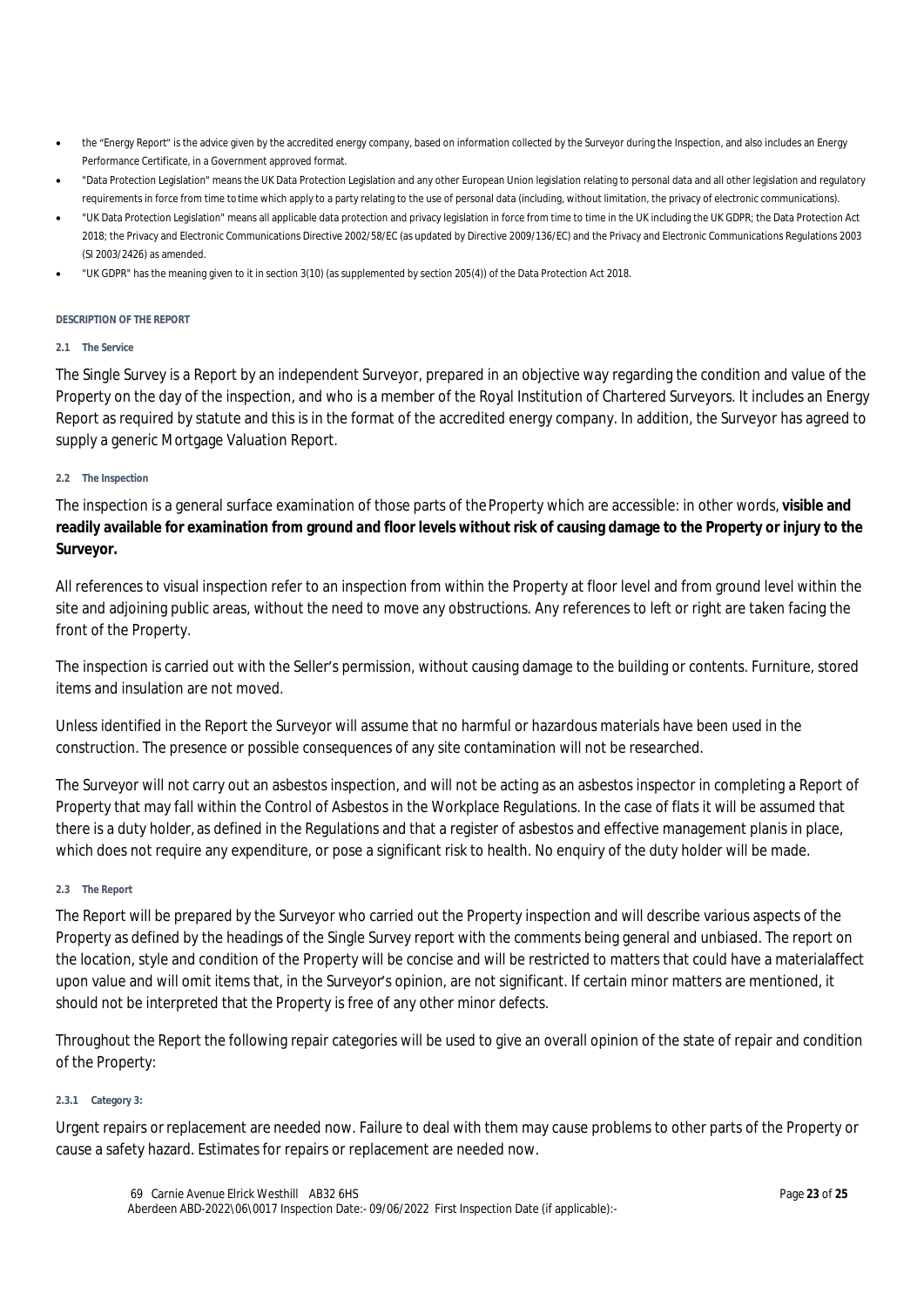- the "Energy Report" is the advice given by the accredited energy company, based on information collected by the Surveyor during the Inspection, and also includes an Energy Performance Certificate, in a Government approved format.
- "Data Protection Legislation" means the UK Data Protection Legislation and any other European Union legislation relating to personal data and all other legislation and regulatory requirements in force from time to time which apply to a party relating to the use of personal data (including, without limitation, the privacy of electronic communications).
- "UK Data Protection Legislation" means all applicable data protection and privacy legislation in force from time to time in the UK including the UK GDPR; the Data Protection Act 2018; the Privacy and Electronic Communications Directive 2002/58/EC (as updated by Directive 2009/136/EC) and the Privacy and Electronic Communications Regulations 2003 (SI 2003/2426) as amended.
- "UK GDPR" has the meaning given to it in section 3(10) (as supplemented by section 205(4)) of the Data Protection Act 2018.

## DESCRIPTION OF THE REPORT

### 2.1 The Service

The Single Survey is a Report by an independent Surveyor, prepared in an objective way regarding the condition and value of the Property on the day of the inspection, and who is a member of the Royal Institution of Chartered Surveyors. It includes an Energy Report as required by statute and this is in the format of the accredited energy company. In addition, the Surveyor has agreed to supply a generic Mortgage Valuation Report.

### 2.2 The Inspection

The inspection is a general surface examination of those parts of the Property which are accessible: in other words, **visible and readily available for examination from ground and floor levels without risk of causing damage to the Property or injury to the Surveyor.**

All references to visual inspection refer to an inspection from within the Property at floor level and from ground level within the site and adjoining public areas, without the need to move any obstructions. Any references to left or right are taken facing the front of the Property.

The inspection is carried out with the Seller's permission, without causing damage to the building or contents. Furniture, stored items and insulation are not moved.

Unless identified in the Report the Surveyor will assume that no harmful or hazardous materials have been used in the construction. The presence or possible consequences of any site contamination will not be researched.

The Surveyor will not carry out an asbestos inspection, and will not be acting as an asbestos inspector in completing a Report of Property that may fall within the Control of Asbestos in the Workplace Regulations. In the case of flats it will be assumed that there is a duty holder, as defined in the Regulations and that a register of asbestos and effective management planis in place, which does not require any expenditure, or pose a significant risk to health. No enquiry of the duty holder will be made.

### 2.3 The Report

The Report will be prepared by the Surveyor who carried out the Property inspection and will describe various aspects of the Property as defined by the headings of the Single Survey report with the comments being general and unbiased. The report on the location, style and condition of the Property will be concise and will be restricted to matters that could have a materialaffect upon value and will omit items that, in the Surveyor's opinion, are not significant. If certain minor matters are mentioned, it should not be interpreted that the Property is free of any other minor defects.

Throughout the Report the following repair categories will be used to give an overall opinion of the state of repair and condition of the Property:

#### 2.3.1 Category 3:

Urgent repairs or replacement are needed now. Failure to deal with them may cause problems to other parts of the Property or cause a safety hazard. Estimates for repairs or replacement are needed now.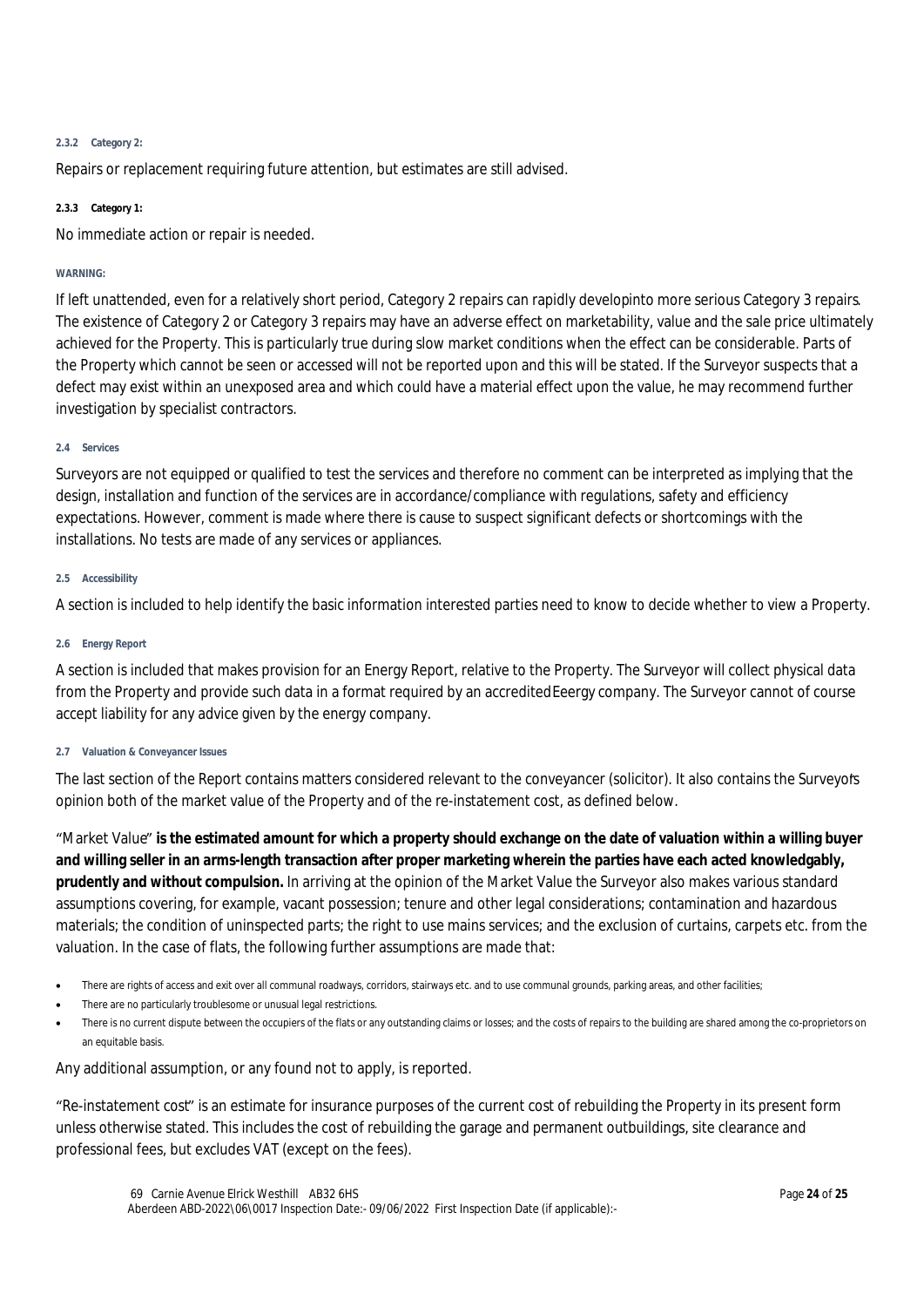#### 2.3.2 Category 2:

Repairs or replacement requiring future attention, but estimates are still advised.

#### 2.3.3 Category 1:

No immediate action or repair is needed.

**WARNING:**

If left unattended, even for a relatively short period, Category 2 repairs can rapidly developinto more serious Category 3 repairs. The existence of Category 2 or Category 3 repairs may have an adverse effect on marketability, value and the sale price ultimately achieved for the Property. This is particularly true during slow market conditions when the effect can be considerable. Parts of the Property which cannot be seen or accessed will not be reported upon and this will be stated. If the Surveyor suspects that a defect may exist within an unexposed area and which could have a material effect upon the value, he may recommend further investigation by specialist contractors.

#### 2.4 Services

Surveyors are not equipped or qualified to test the services and therefore no comment can be interpreted as implying that the design, installation and function of the services are in accordance/compliance with regulations, safety and efficiency expectations. However, comment is made where there is cause to suspect significant defects or shortcomings with the installations. No tests are made of any services or appliances.

#### 2.5 Accessibility

A section is included to help identify the basic information interested parties need to know to decide whether to view a Property.

#### 2.6 Energy Report

A section is included that makes provision for an Energy Report, relative to the Property. The Surveyor will collect physical data from the Property and provide such data in a format required by an accreditedEeergy company. The Surveyor cannot of course accept liability for any advice given by the energy company.

#### 2.7 Valuation & Conveyancer Issues

The last section of the Report contains matters considered relevant to the conveyancer (solicitor). It also contains the Surveyor's opinion both of the market value of the Property and of the re-instatement cost, as defined below.

"Market Value" **is the estimated amount for which a property should exchange on the date of valuation within a willing buyer and willing seller in an arms-length transaction after proper marketing wherein the parties have each acted knowledgably, prudently and without compulsion.** In arriving at the opinion of the Market Value the Surveyor also makes various standard assumptions covering, for example, vacant possession; tenure and other legal considerations; contamination and hazardous materials; the condition of uninspected parts; the right to use mains services; and the exclusion of curtains, carpets etc. from the valuation. In the case of flats, the following further assumptions are made that:

- There are rights of access and exit over all communal roadways, corridors, stairways etc. and to use communal grounds, parking areas, and other facilities;
- There are no particularly troublesome or unusual legal restrictions.
- There is no current dispute between the occupiers of the flats or any outstanding claims or losses; and the costs of repairs to the building are shared among the co-proprietors on an equitable basis.

Any additional assumption, or any found not to apply, is reported.

"Re-instatement cost" is an estimate for insurance purposes of the current cost of rebuilding the Property in its present form unless otherwise stated. This includes the cost of rebuilding the garage and permanent outbuildings, site clearance and professional fees, but excludes VAT (except on the fees).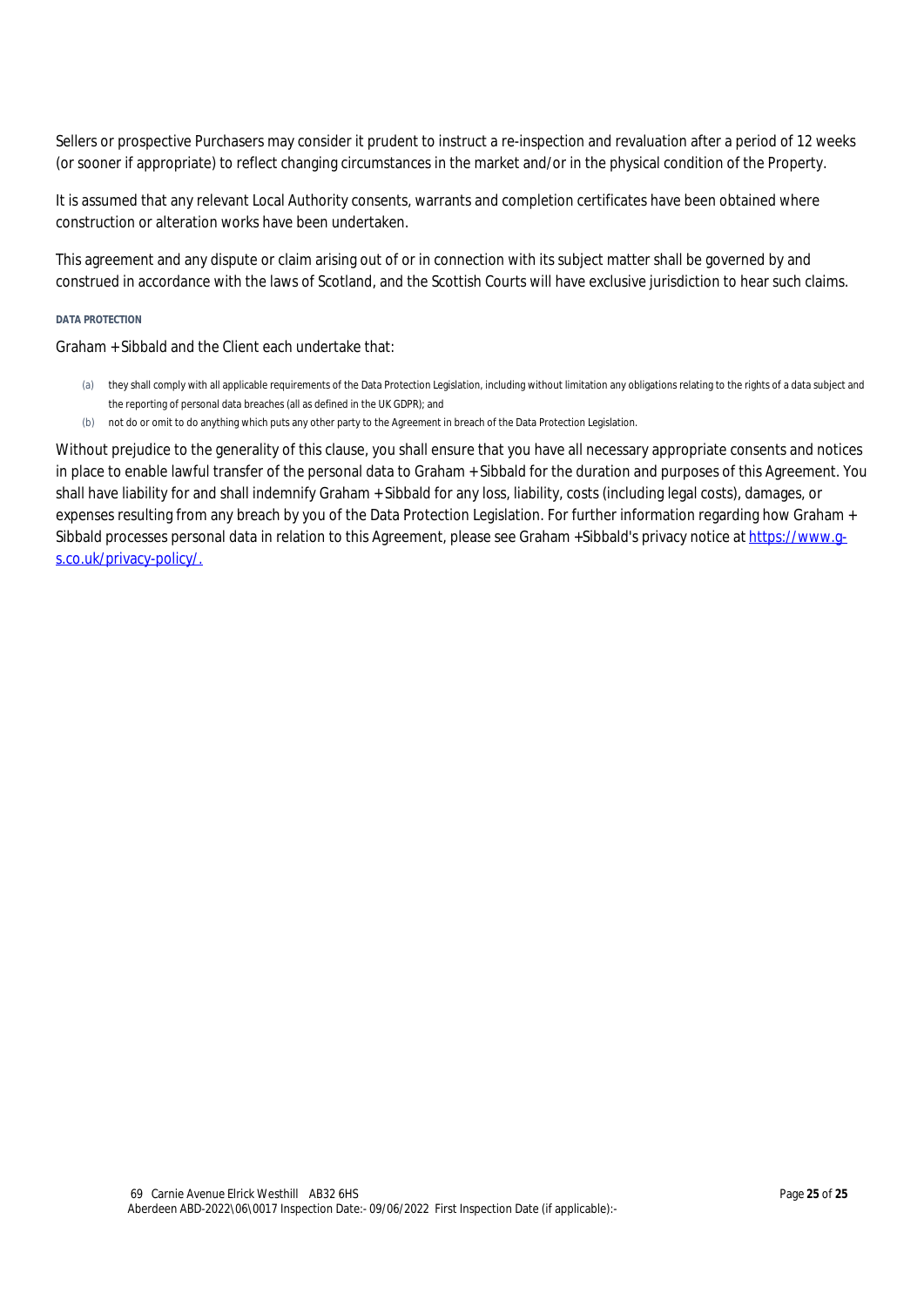Sellers or prospective Purchasers may consider it prudent to instruct a re-inspection and revaluation after a period of 12 weeks (or sooner if appropriate) to reflect changing circumstances in the market and/or in the physical condition of the Property.

It is assumed that any relevant Local Authority consents, warrants and completion certificates have been obtained where construction or alteration works have been undertaken.

This agreement and any dispute or claim arising out of or in connection with its subject matter shall be governed by and construed in accordance with the laws of Scotland, and the Scottish Courts will have exclusive jurisdiction to hear such claims.

#### DATA PROTECTION

Graham + Sibbald and the Client each undertake that:

(a) they shall comply with all applicable requirements of the Data Protection Legislation, including without limitation any obligations relating to the rights of a data subject and the reporting of personal data breaches (all as defined in the UK GDPR); and

(b) not do or omit to do anything which puts any other party to the Agreement in breach of the Data Protection Legislation.

Without prejudice to the generality of this clause, you shall ensure that you have all necessary appropriate consents and notices in place to enable lawful transfer of the personal data to Graham + Sibbald for the duration and purposes of this Agreement. You shall have liability for and shall indemnify Graham + Sibbald for any loss, liability, costs (including legal costs), damages, or expenses resulting from any breach by you of the Data Protection Legislation. For further information regarding how Graham + Sibbald processes personal data in relation to this Agreement, please see Graham +Sibbald's privacy notice at https://www.g-s.co.uk/privacy-policy/.